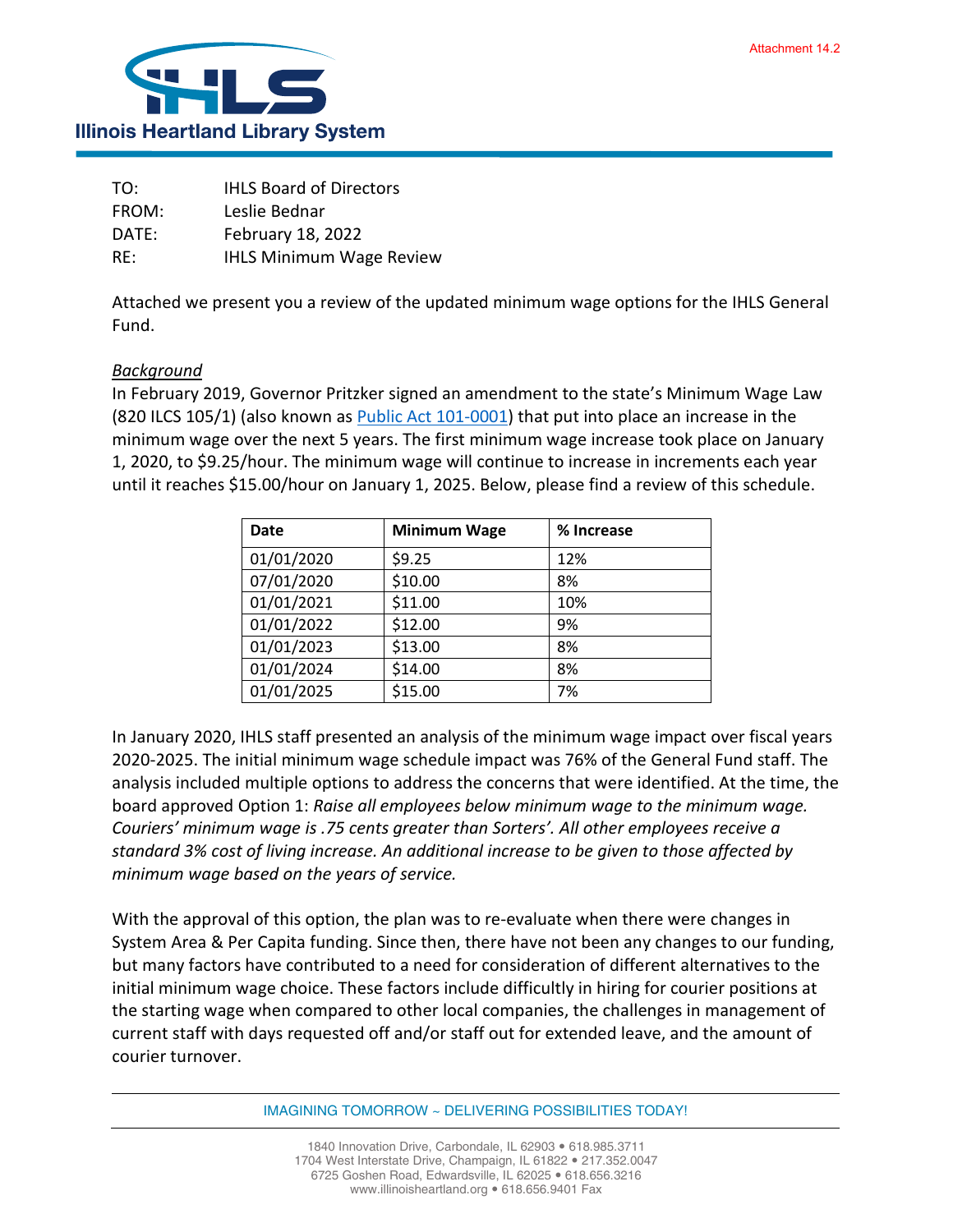Attachment 14.2

**Illinois Heartland Library System**

TO: IHLS Board of Directors
FROM: Leslie Bednar
DATE: February 18, 2022
RE: IHLS Minimum Wage Review

Attached we present you a review of the updated minimum wage options for the IHLS General Fund.

*Background*

In February 2019, Governor Pritzker signed an amendment to the state's Minimum Wage Law (820 ILCS 105/1) (also known as Public Act 101-0001) that put into place an increase in the minimum wage over the next 5 years. The first minimum wage increase took place on January 1, 2020, to $9.25/hour. The minimum wage will continue to increase in increments each year until it reaches $15.00/hour on January 1, 2025. Below, please find a review of this schedule.

| Date | Minimum Wage | % Increase |
|---|---|---|
| 01/01/2020 | $9.25 | 12% |
| 07/01/2020 | $10.00 | 8% |
| 01/01/2021 | $11.00 | 10% |
| 01/01/2022 | $12.00 | 9% |
| 01/01/2023 | $13.00 | 8% |
| 01/01/2024 | $14.00 | 8% |
| 01/01/2025 | $15.00 | 7% |

In January 2020, IHLS staff presented an analysis of the minimum wage impact over fiscal years 2020-2025. The initial minimum wage schedule impact was 76% of the General Fund staff. The analysis included multiple options to address the concerns that were identified. At the time, the board approved Option 1: *Raise all employees below minimum wage to the minimum wage. Couriers' minimum wage is .75 cents greater than Sorters'. All other employees receive a standard 3% cost of living increase. An additional increase to be given to those affected by minimum wage based on the years of service.*

With the approval of this option, the plan was to re-evaluate when there were changes in System Area & Per Capita funding. Since then, there have not been any changes to our funding, but many factors have contributed to a need for consideration of different alternatives to the initial minimum wage choice. These factors include difficultly in hiring for courier positions at the starting wage when compared to other local companies, the challenges in management of current staff with days requested off and/or staff out for extended leave, and the amount of courier turnover.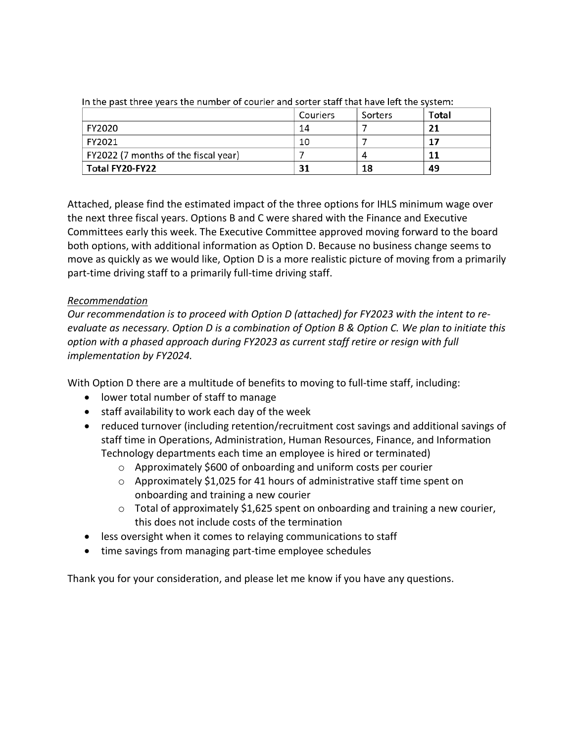In the past three years the number of courier and sorter staff that have left the system:

| | Couriers | Sorters | Total |
|---|---|---|---|
| FY2020 | 14 | 7 | **21** |
| FY2021 | 10 | 7 | **17** |
| FY2022 (7 months of the fiscal year) | 7 | 4 | **11** |
| **Total FY20-FY22** | **31** | **18** | **49** |

Attached, please find the estimated impact of the three options for IHLS minimum wage over the next three fiscal years. Options B and C were shared with the Finance and Executive Committees early this week. The Executive Committee approved moving forward to the board both options, with additional information as Option D. Because no business change seems to move as quickly as we would like, Option D is a more realistic picture of moving from a primarily part-time driving staff to a primarily full-time driving staff.

*Recommendation*

*Our recommendation is to proceed with Option D (attached) for FY2023 with the intent to re-evaluate as necessary. Option D is a combination of Option B & Option C. We plan to initiate this option with a phased approach during FY2023 as current staff retire or resign with full implementation by FY2024.*

With Option D there are a multitude of benefits to moving to full-time staff, including:

- lower total number of staff to manage
- staff availability to work each day of the week
- reduced turnover (including retention/recruitment cost savings and additional savings of staff time in Operations, Administration, Human Resources, Finance, and Information Technology departments each time an employee is hired or terminated)
  - Approximately $600 of onboarding and uniform costs per courier
  - Approximately $1,025 for 41 hours of administrative staff time spent on onboarding and training a new courier
  - Total of approximately $1,625 spent on onboarding and training a new courier, this does not include costs of the termination
- less oversight when it comes to relaying communications to staff
- time savings from managing part-time employee schedules

Thank you for your consideration, and please let me know if you have any questions.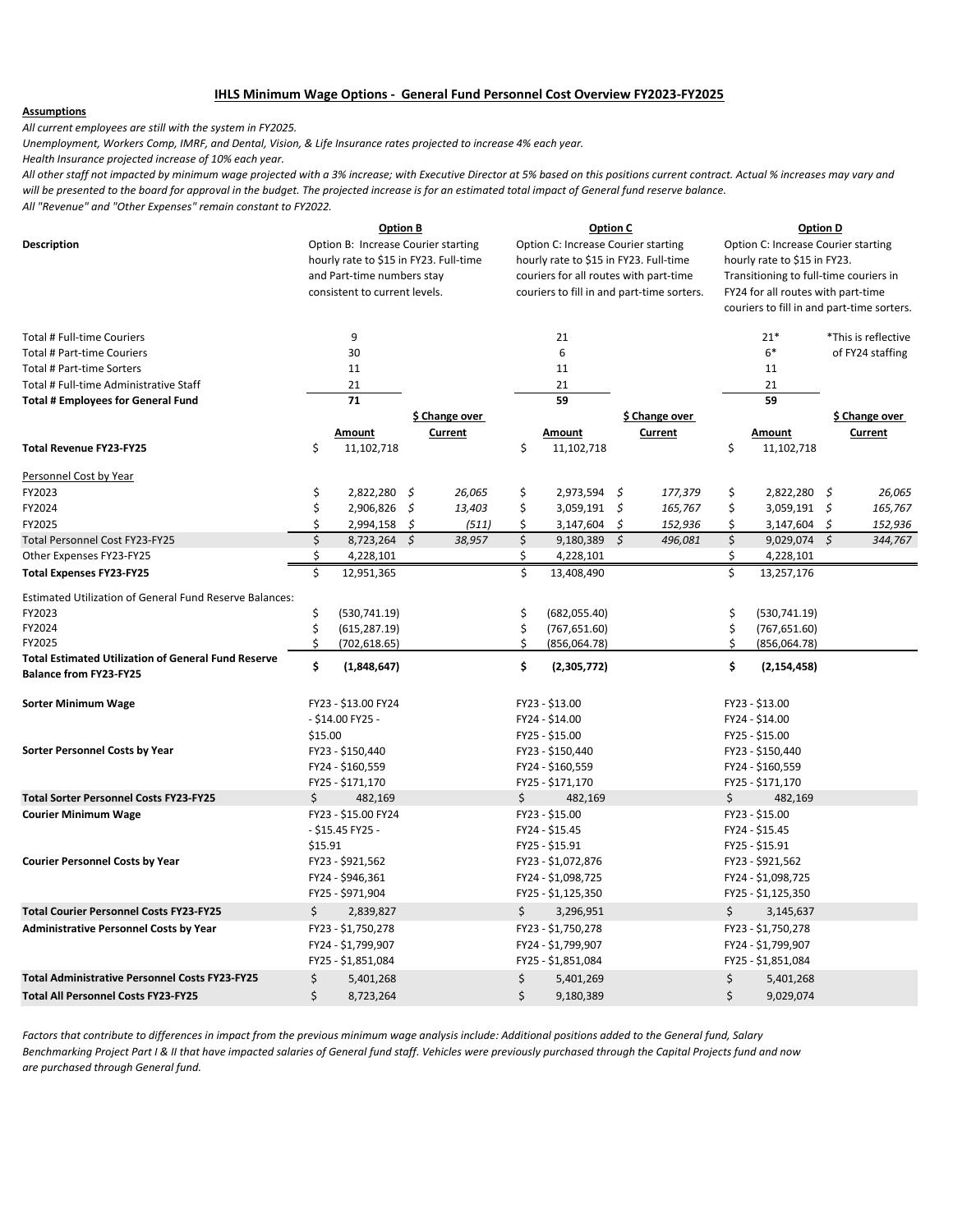## IHLS Minimum Wage Options - General Fund Personnel Cost Overview FY2023-FY2025

**Assumptions**

*All current employees are still with the system in FY2025.*
*Unemployment, Workers Comp, IMRF, and Dental, Vision, & Life Insurance rates projected to increase 4% each year.*
*Health Insurance projected increase of 10% each year.*
*All other staff not impacted by minimum wage projected with a 3% increase; with Executive Director at 5% based on this positions current contract. Actual % increases may vary and will be presented to the board for approval in the budget. The projected increase is for an estimated total impact of General fund reserve balance.*
*All "Revenue" and "Other Expenses" remain constant to FY2022.*

| | Option B | | Option C | | Option D | |
|---|---|---|---|---|---|---|
| **Description** | Option B: Increase Courier starting hourly rate to $15 in FY23. Full-time and Part-time numbers stay consistent to current levels. | | Option C: Increase Courier starting hourly rate to $15 in FY23. Full-time couriers for all routes with part-time couriers to fill in and part-time sorters. | | Option C: Increase Courier starting hourly rate to $15 in FY23. Transitioning to full-time couriers in FY24 for all routes with part-time couriers to fill in and part-time sorters. | |
| Total # Full-time Couriers | 9 | | 21 | | 21* | *This is reflective of FY24 staffing |
| Total # Part-time Couriers | 30 | | 6 | | 6* | |
| Total # Part-time Sorters | 11 | | 11 | | 11 | |
| Total # Full-time Administrative Staff | 21 | | 21 | | 21 | |
| **Total # Employees for General Fund** | **71** | | **59** | | **59** | |
| | **Amount** | **$ Change over Current** | **Amount** | **$ Change over Current** | **Amount** | **$ Change over Current** |
| **Total Revenue FY23-FY25** | $ 11,102,718 | | $ 11,102,718 | | $ 11,102,718 | |
| Personnel Cost by Year | | | | | | |
| FY2023 | $ 2,822,280 | *$ 26,065* | $ 2,973,594 | *$ 177,379* | $ 2,822,280 | *$ 26,065* |
| FY2024 | $ 2,906,826 | *$ 13,403* | $ 3,059,191 | *$ 165,767* | $ 3,059,191 | *$ 165,767* |
| FY2025 | $ 2,994,158 | *$ (511)* | $ 3,147,604 | *$ 152,936* | $ 3,147,604 | *$ 152,936* |
| Total Personnel Cost FY23-FY25 | $ 8,723,264 | *$ 38,957* | $ 9,180,389 | *$ 496,081* | $ 9,029,074 | *$ 344,767* |
| Other Expenses FY23-FY25 | $ 4,228,101 | | $ 4,228,101 | | $ 4,228,101 | |
| **Total Expenses FY23-FY25** | $ 12,951,365 | | $ 13,408,490 | | $ 13,257,176 | |
| Estimated Utilization of General Fund Reserve Balances: | | | | | | |
| FY2023 | $ (530,741.19) | | $ (682,055.40) | | $ (530,741.19) | |
| FY2024 | $ (615,287.19) | | $ (767,651.60) | | $ (767,651.60) | |
| FY2025 | $ (702,618.65) | | $ (856,064.78) | | $ (856,064.78) | |
| **Total Estimated Utilization of General Fund Reserve Balance from FY23-FY25** | **$ (1,848,647)** | | **$ (2,305,772)** | | **$ (2,154,458)** | |
| **Sorter Minimum Wage** | FY23 - $13.00 FY24 - $14.00 FY25 - $15.00 | | FY23 - $13.00<br>FY24 - $14.00<br>FY25 - $15.00 | | FY23 - $13.00<br>FY24 - $14.00<br>FY25 - $15.00 | |
| **Sorter Personnel Costs by Year** | FY23 - $150,440<br>FY24 - $160,559<br>FY25 - $171,170 | | FY23 - $150,440<br>FY24 - $160,559<br>FY25 - $171,170 | | FY23 - $150,440<br>FY24 - $160,559<br>FY25 - $171,170 | |
| **Total Sorter Personnel Costs FY23-FY25** | $ 482,169 | | $ 482,169 | | $ 482,169 | |
| **Courier Minimum Wage** | FY23 - $15.00 FY24 - $15.45 FY25 - $15.91 | | FY23 - $15.00<br>FY24 - $15.45<br>FY25 - $15.91 | | FY23 - $15.00<br>FY24 - $15.45<br>FY25 - $15.91 | |
| **Courier Personnel Costs by Year** | FY23 - $921,562<br>FY24 - $946,361<br>FY25 - $971,904 | | FY23 - $1,072,876<br>FY24 - $1,098,725<br>FY25 - $1,125,350 | | FY23 - $921,562<br>FY24 - $1,098,725<br>FY25 - $1,125,350 | |
| **Total Courier Personnel Costs FY23-FY25** | $ 2,839,827 | | $ 3,296,951 | | $ 3,145,637 | |
| **Administrative Personnel Costs by Year** | FY23 - $1,750,278<br>FY24 - $1,799,907<br>FY25 - $1,851,084 | | FY23 - $1,750,278<br>FY24 - $1,799,907<br>FY25 - $1,851,084 | | FY23 - $1,750,278<br>FY24 - $1,799,907<br>FY25 - $1,851,084 | |
| **Total Administrative Personnel Costs FY23-FY25** | $ 5,401,268 | | $ 5,401,269 | | $ 5,401,268 | |
| **Total All Personnel Costs FY23-FY25** | $ 8,723,264 | | $ 9,180,389 | | $ 9,029,074 | |

*Factors that contribute to differences in impact from the previous minimum wage analysis include: Additional positions added to the General fund, Salary Benchmarking Project Part I & II that have impacted salaries of General fund staff. Vehicles were previously purchased through the Capital Projects fund and now are purchased through General fund.*